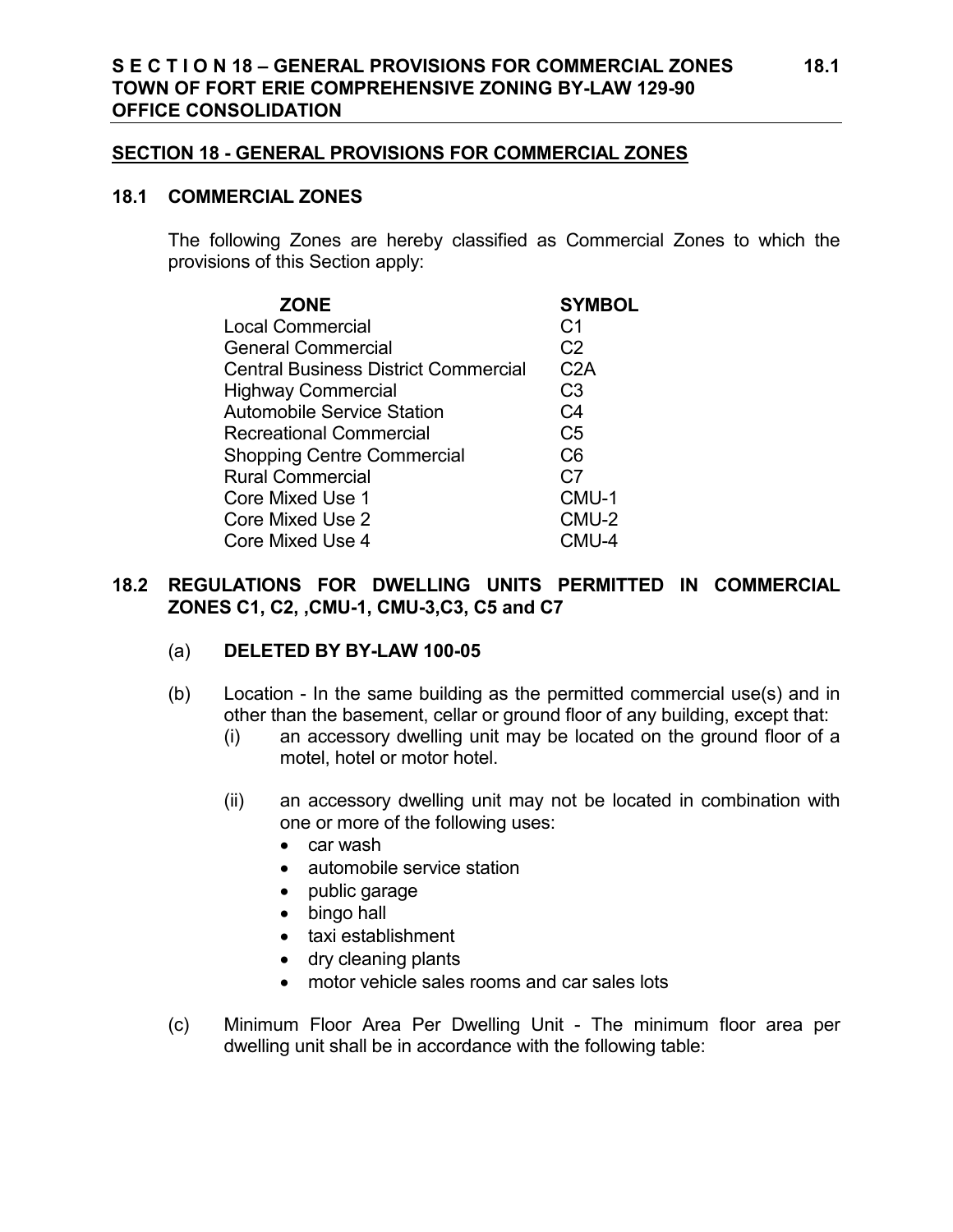## SECTION 18 - GENERAL PROVISIONS FOR COMMERCIAL ZONES

### 18.1 COMMERCIAL ZONES

The following Zones are hereby classified as Commercial Zones to which the provisions of this Section apply:

| ZONE | SYMBOL |
|---|---|
| Local Commercial | C1 |
| General Commercial | C2 |
| Central Business District Commercial | C2A |
| Highway Commercial | C3 |
| Automobile Service Station | C4 |
| Recreational Commercial | C5 |
| Shopping Centre Commercial | C6 |
| Rural Commercial | C7 |
| Core Mixed Use 1 | CMU-1 |
| Core Mixed Use 2 | CMU-2 |
| Core Mixed Use 4 | CMU-4 |

### 18.2 REGULATIONS FOR DWELLING UNITS PERMITTED IN COMMERCIAL ZONES C1, C2, ,CMU-1, CMU-3,C3, C5 and C7

(a) **DELETED BY BY-LAW 100-05**

(b) Location - In the same building as the permitted commercial use(s) and in other than the basement, cellar or ground floor of any building, except that:

(i) an accessory dwelling unit may be located on the ground floor of a motel, hotel or motor hotel.

(ii) an accessory dwelling unit may not be located in combination with one or more of the following uses:

- car wash
- automobile service station
- public garage
- bingo hall
- taxi establishment
- dry cleaning plants
- motor vehicle sales rooms and car sales lots

(c) Minimum Floor Area Per Dwelling Unit - The minimum floor area per dwelling unit shall be in accordance with the following table: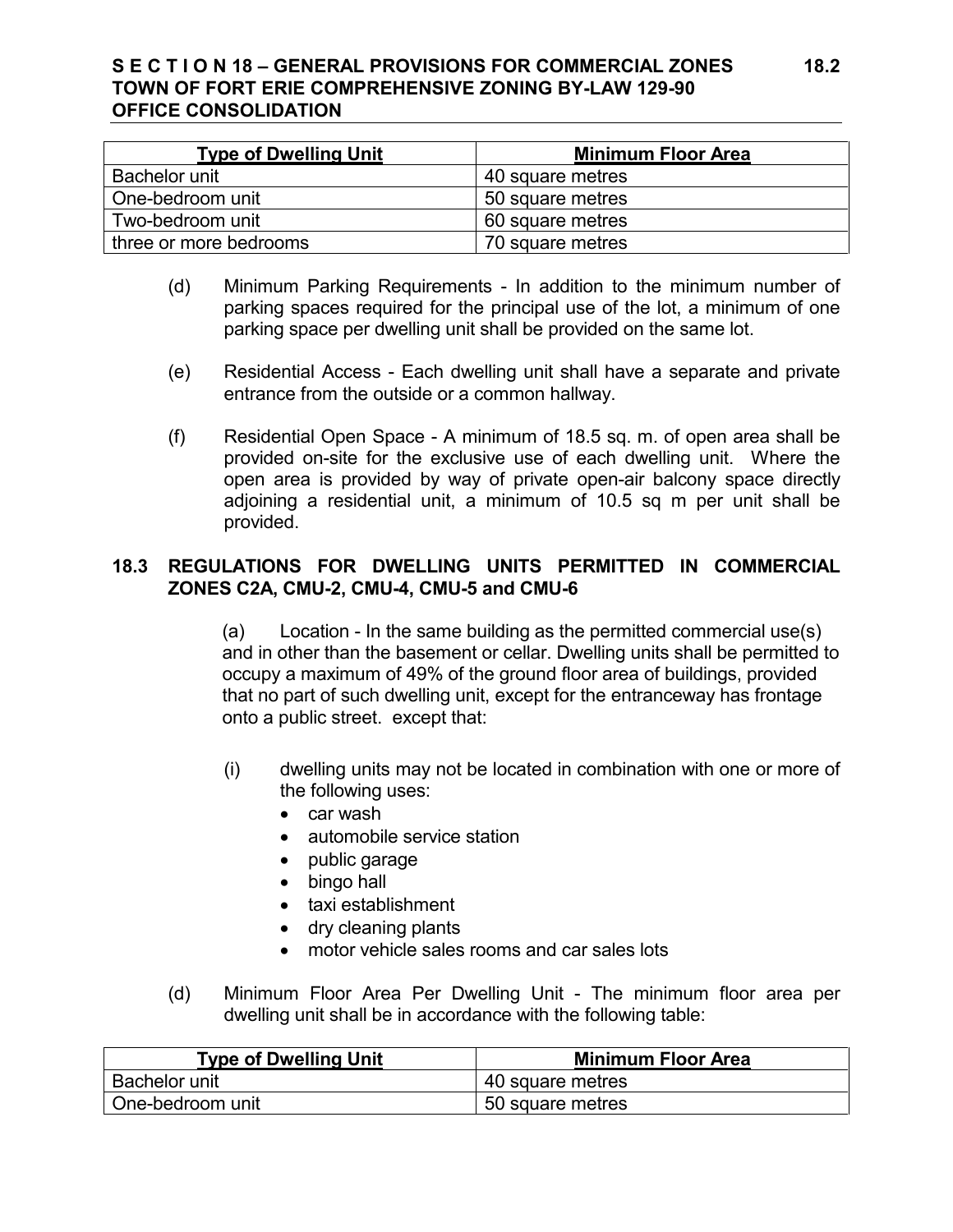| Type of Dwelling Unit | Minimum Floor Area |
|---|---|
| Bachelor unit | 40 square metres |
| One-bedroom unit | 50 square metres |
| Two-bedroom unit | 60 square metres |
| three or more bedrooms | 70 square metres |

(d) Minimum Parking Requirements - In addition to the minimum number of parking spaces required for the principal use of the lot, a minimum of one parking space per dwelling unit shall be provided on the same lot.

(e) Residential Access - Each dwelling unit shall have a separate and private entrance from the outside or a common hallway.

(f) Residential Open Space - A minimum of 18.5 sq. m. of open area shall be provided on-site for the exclusive use of each dwelling unit. Where the open area is provided by way of private open-air balcony space directly adjoining a residential unit, a minimum of 10.5 sq m per unit shall be provided.

## 18.3 REGULATIONS FOR DWELLING UNITS PERMITTED IN COMMERCIAL ZONES C2A, CMU-2, CMU-4, CMU-5 and CMU-6

(a) Location - In the same building as the permitted commercial use(s) and in other than the basement or cellar. Dwelling units shall be permitted to occupy a maximum of 49% of the ground floor area of buildings, provided that no part of such dwelling unit, except for the entranceway has frontage onto a public street. except that:

(i) dwelling units may not be located in combination with one or more of the following uses:

- car wash
- automobile service station
- public garage
- bingo hall
- taxi establishment
- dry cleaning plants
- motor vehicle sales rooms and car sales lots

(d) Minimum Floor Area Per Dwelling Unit - The minimum floor area per dwelling unit shall be in accordance with the following table:

| Type of Dwelling Unit | Minimum Floor Area |
|---|---|
| Bachelor unit | 40 square metres |
| One-bedroom unit | 50 square metres |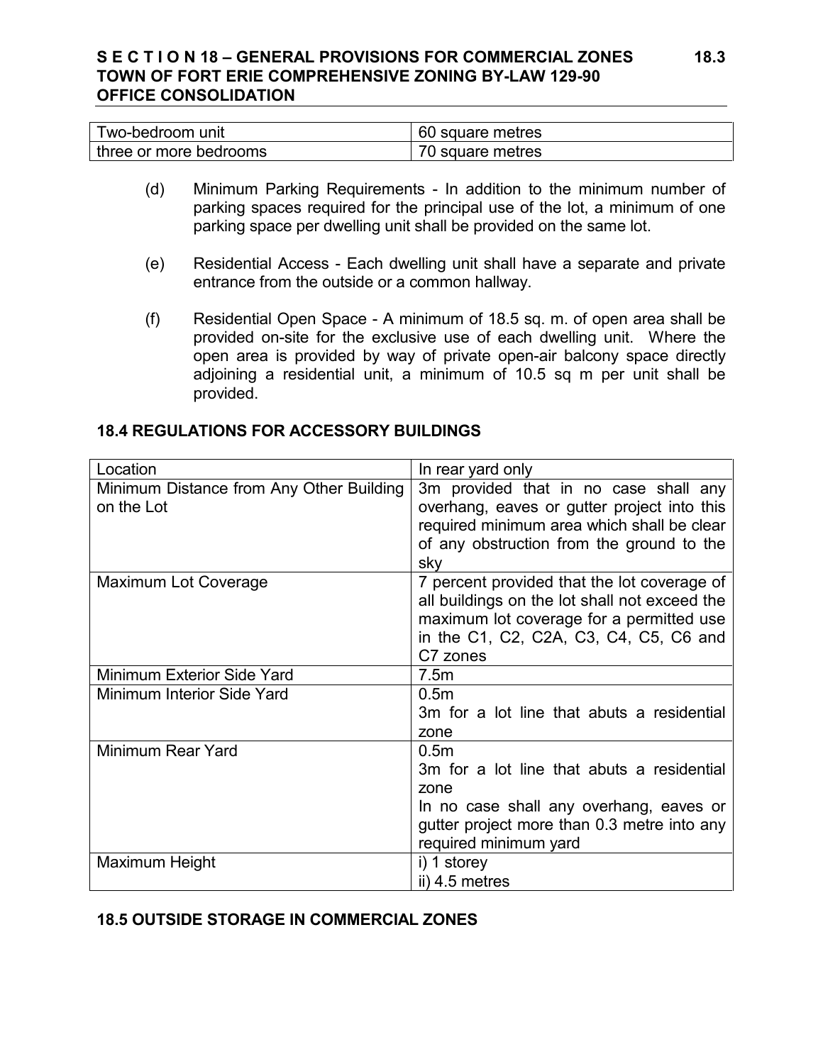| Two-bedroom unit | 60 square metres |
|---|---|
| three or more bedrooms | 70 square metres |

(d) Minimum Parking Requirements - In addition to the minimum number of parking spaces required for the principal use of the lot, a minimum of one parking space per dwelling unit shall be provided on the same lot.

(e) Residential Access - Each dwelling unit shall have a separate and private entrance from the outside or a common hallway.

(f) Residential Open Space - A minimum of 18.5 sq. m. of open area shall be provided on-site for the exclusive use of each dwelling unit. Where the open area is provided by way of private open-air balcony space directly adjoining a residential unit, a minimum of 10.5 sq m per unit shall be provided.

## 18.4 REGULATIONS FOR ACCESSORY BUILDINGS

| Location | In rear yard only |
|---|---|
| Minimum Distance from Any Other Building on the Lot | 3m provided that in no case shall any overhang, eaves or gutter project into this required minimum area which shall be clear of any obstruction from the ground to the sky |
| Maximum Lot Coverage | 7 percent provided that the lot coverage of all buildings on the lot shall not exceed the maximum lot coverage for a permitted use in the C1, C2, C2A, C3, C4, C5, C6 and C7 zones |
| Minimum Exterior Side Yard | 7.5m |
| Minimum Interior Side Yard | 0.5m<br>3m for a lot line that abuts a residential zone |
| Minimum Rear Yard | 0.5m<br>3m for a lot line that abuts a residential zone<br>In no case shall any overhang, eaves or gutter project more than 0.3 metre into any required minimum yard |
| Maximum Height | i) 1 storey<br>ii) 4.5 metres |

## 18.5 OUTSIDE STORAGE IN COMMERCIAL ZONES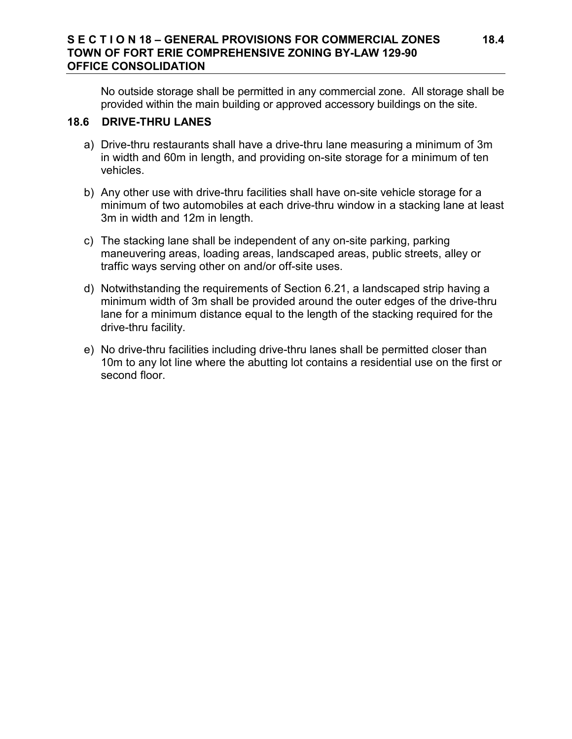No outside storage shall be permitted in any commercial zone. All storage shall be provided within the main building or approved accessory buildings on the site.

## 18.6 DRIVE-THRU LANES

a) Drive-thru restaurants shall have a drive-thru lane measuring a minimum of 3m in width and 60m in length, and providing on-site storage for a minimum of ten vehicles.

b) Any other use with drive-thru facilities shall have on-site vehicle storage for a minimum of two automobiles at each drive-thru window in a stacking lane at least 3m in width and 12m in length.

c) The stacking lane shall be independent of any on-site parking, parking maneuvering areas, loading areas, landscaped areas, public streets, alley or traffic ways serving other on and/or off-site uses.

d) Notwithstanding the requirements of Section 6.21, a landscaped strip having a minimum width of 3m shall be provided around the outer edges of the drive-thru lane for a minimum distance equal to the length of the stacking required for the drive-thru facility.

e) No drive-thru facilities including drive-thru lanes shall be permitted closer than 10m to any lot line where the abutting lot contains a residential use on the first or second floor.